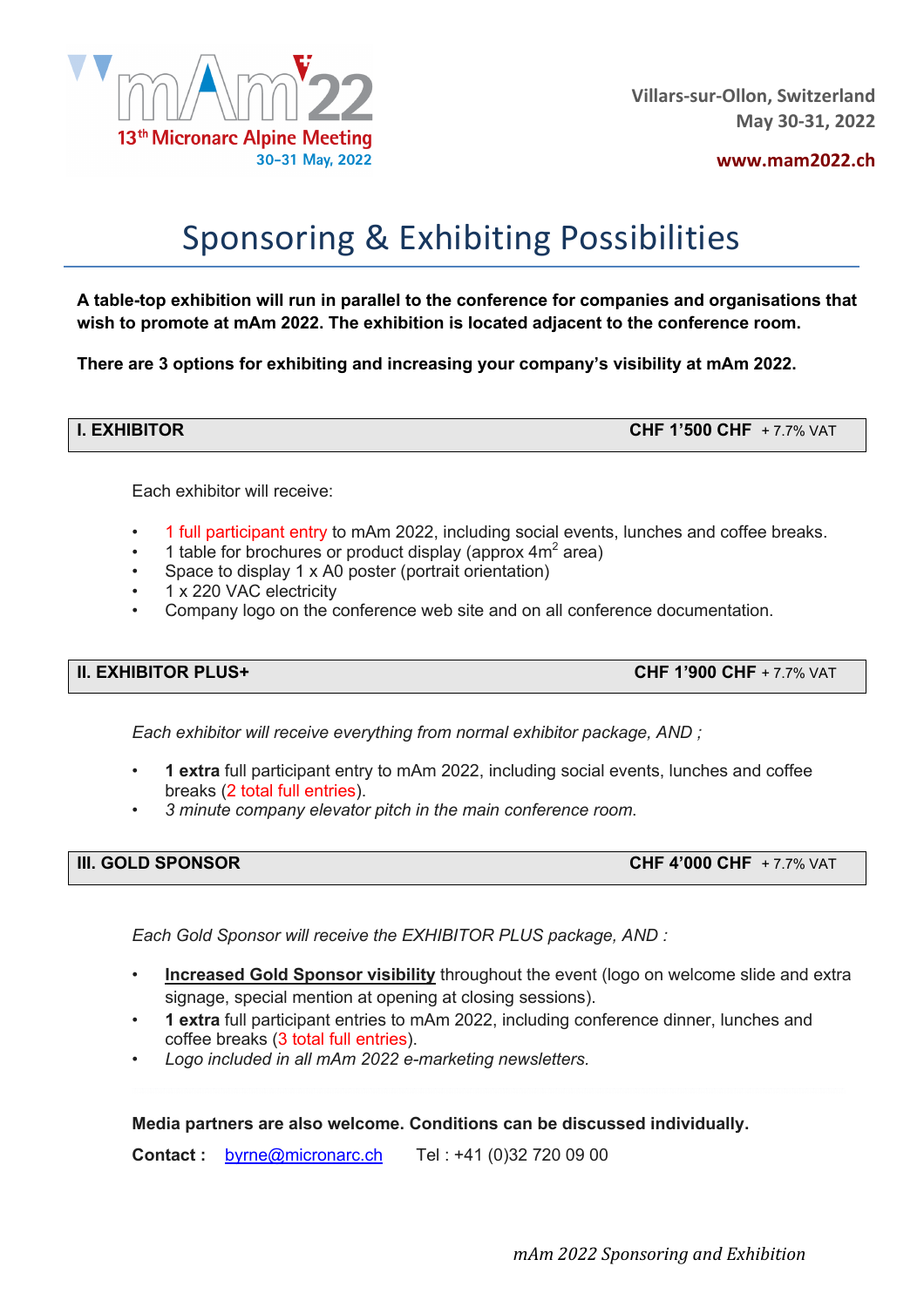mAm'22
13th Micronarc Alpine Meeting
30–31 May, 2022

Villars-sur-Ollon, Switzerland
May 30-31, 2022

www.mam2022.ch

# Sponsoring & Exhibiting Possibilities

**A table-top exhibition will run in parallel to the conference for companies and organisations that wish to promote at mAm 2022. The exhibition is located adjacent to the conference room.**

**There are 3 options for exhibiting and increasing your company's visibility at mAm 2022.**

## I. EXHIBITOR — CHF 1'500 CHF + 7.7% VAT

Each exhibitor will receive:

- 1 full participant entry to mAm 2022, including social events, lunches and coffee breaks.
- 1 table for brochures or product display (approx $4m^2$ area)
- Space to display 1 x A0 poster (portrait orientation)
- 1 x 220 VAC electricity
- Company logo on the conference web site and on all conference documentation.

## II. EXHIBITOR PLUS+ — CHF 1'900 CHF + 7.7% VAT

*Each exhibitor will receive everything from normal exhibitor package, AND ;*

- **1 extra** full participant entry to mAm 2022, including social events, lunches and coffee breaks (2 total full entries).
- *3 minute company elevator pitch in the main conference room.*

## III. GOLD SPONSOR — CHF 4'000 CHF + 7.7% VAT

*Each Gold Sponsor will receive the EXHIBITOR PLUS package, AND :*

- **Increased Gold Sponsor visibility** throughout the event (logo on welcome slide and extra signage, special mention at opening at closing sessions).
- **1 extra** full participant entries to mAm 2022, including conference dinner, lunches and coffee breaks (3 total full entries).
- *Logo included in all mAm 2022 e-marketing newsletters.*

**Media partners are also welcome. Conditions can be discussed individually.**

**Contact :** byrne@micronarc.ch Tel : +41 (0)32 720 09 00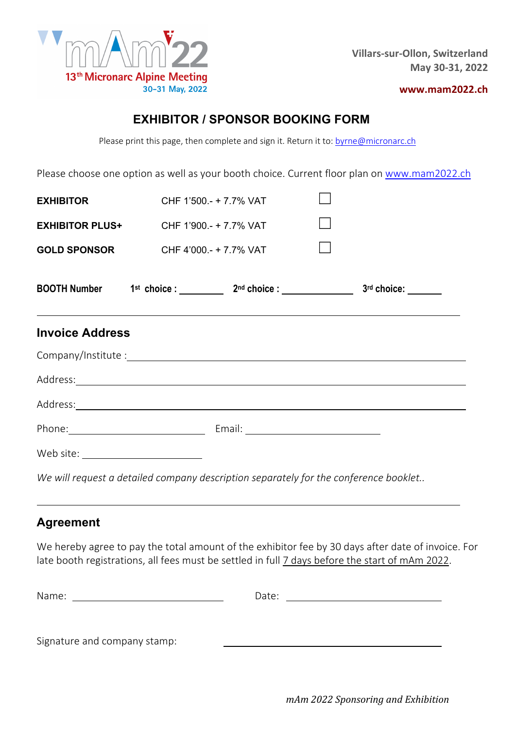13th Micronarc Alpine Meeting
30–31 May, 2022

Villars-sur-Ollon, Switzerland
May 30-31, 2022

www.mam2022.ch

# EXHIBITOR / SPONSOR BOOKING FORM

Please print this page, then complete and sign it. Return it to: byrne@micronarc.ch

Please choose one option as well as your booth choice. Current floor plan on www.mam2022.ch

| | | |
|---|---|---|
| **EXHIBITOR** | CHF 1'500.- + 7.7% VAT | ☐ |
| **EXHIBITOR PLUS+** | CHF 1'900.- + 7.7% VAT | ☐ |
| **GOLD SPONSOR** | CHF 4'000.- + 7.7% VAT | ☐ |

**BOOTH Number** **1st choice :** ________ **2nd choice :** ____________ **3rd choice:** ______

## Invoice Address

Company/Institute : ______________________________

Address: ______________________________

Address: ______________________________

Phone: ____________________ Email: ____________________

Web site: ____________________

*We will request a detailed company description separately for the conference booklet..*

## Agreement

We hereby agree to pay the total amount of the exhibitor fee by 30 days after date of invoice. For late booth registrations, all fees must be settled in full 7 days before the start of mAm 2022.

Name: ____________________ Date: ____________________

Signature and company stamp: ____________________

*mAm 2022 Sponsoring and Exhibition*